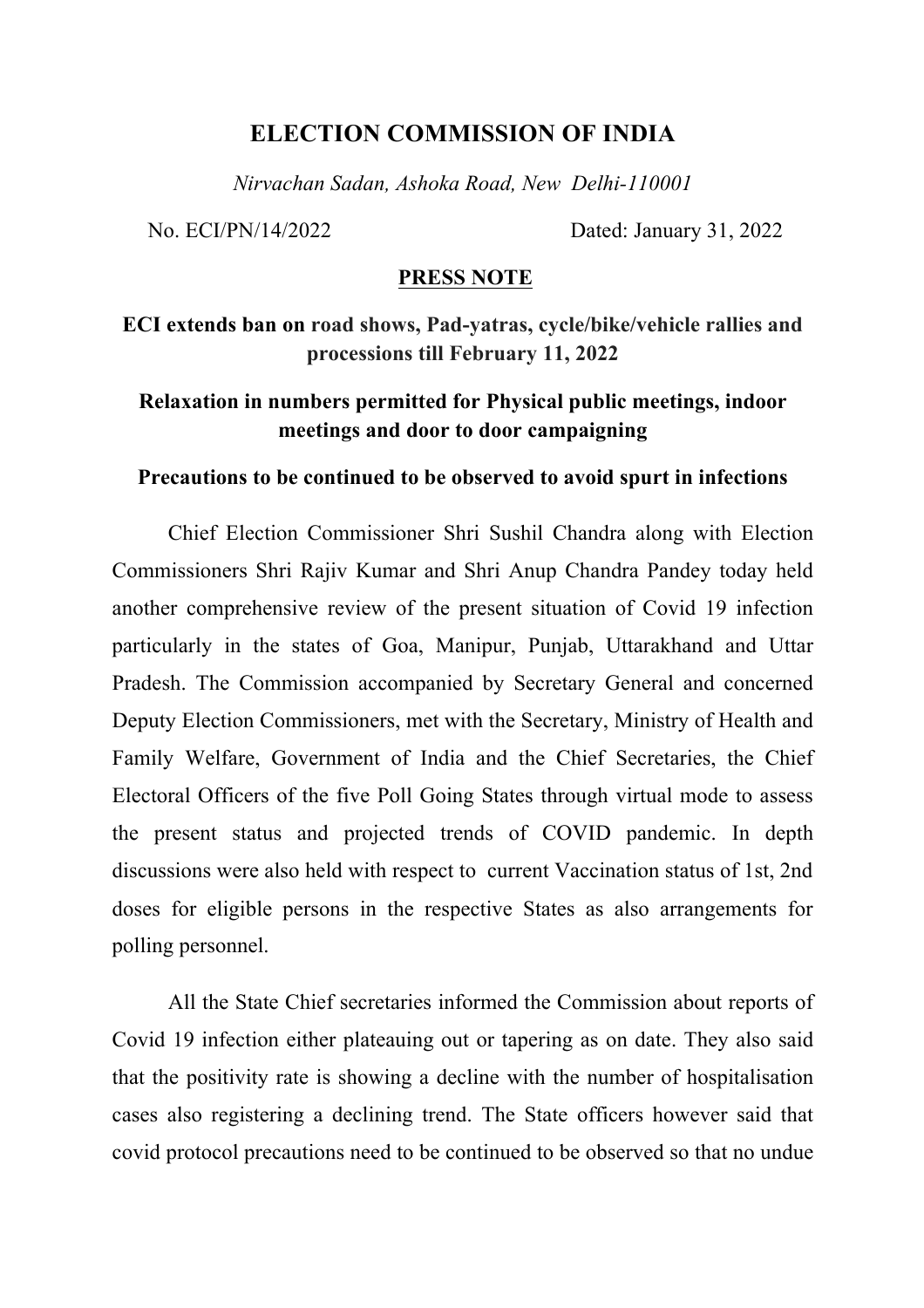# ELECTION COMMISSION OF INDIA

*Nirvachan Sadan, Ashoka Road, New Delhi-110001*

No. ECI/PN/14/2022 Dated: January 31, 2022

**PRESS NOTE**

**ECI extends ban on road shows, Pad-yatras, cycle/bike/vehicle rallies and processions till February 11, 2022**

**Relaxation in numbers permitted for Physical public meetings, indoor meetings and door to door campaigning**

**Precautions to be continued to be observed to avoid spurt in infections**

Chief Election Commissioner Shri Sushil Chandra along with Election Commissioners Shri Rajiv Kumar and Shri Anup Chandra Pandey today held another comprehensive review of the present situation of Covid 19 infection particularly in the states of Goa, Manipur, Punjab, Uttarakhand and Uttar Pradesh. The Commission accompanied by Secretary General and concerned Deputy Election Commissioners, met with the Secretary, Ministry of Health and Family Welfare, Government of India and the Chief Secretaries, the Chief Electoral Officers of the five Poll Going States through virtual mode to assess the present status and projected trends of COVID pandemic. In depth discussions were also held with respect to current Vaccination status of 1st, 2nd doses for eligible persons in the respective States as also arrangements for polling personnel.

All the State Chief secretaries informed the Commission about reports of Covid 19 infection either plateauing out or tapering as on date. They also said that the positivity rate is showing a decline with the number of hospitalisation cases also registering a declining trend. The State officers however said that covid protocol precautions need to be continued to be observed so that no undue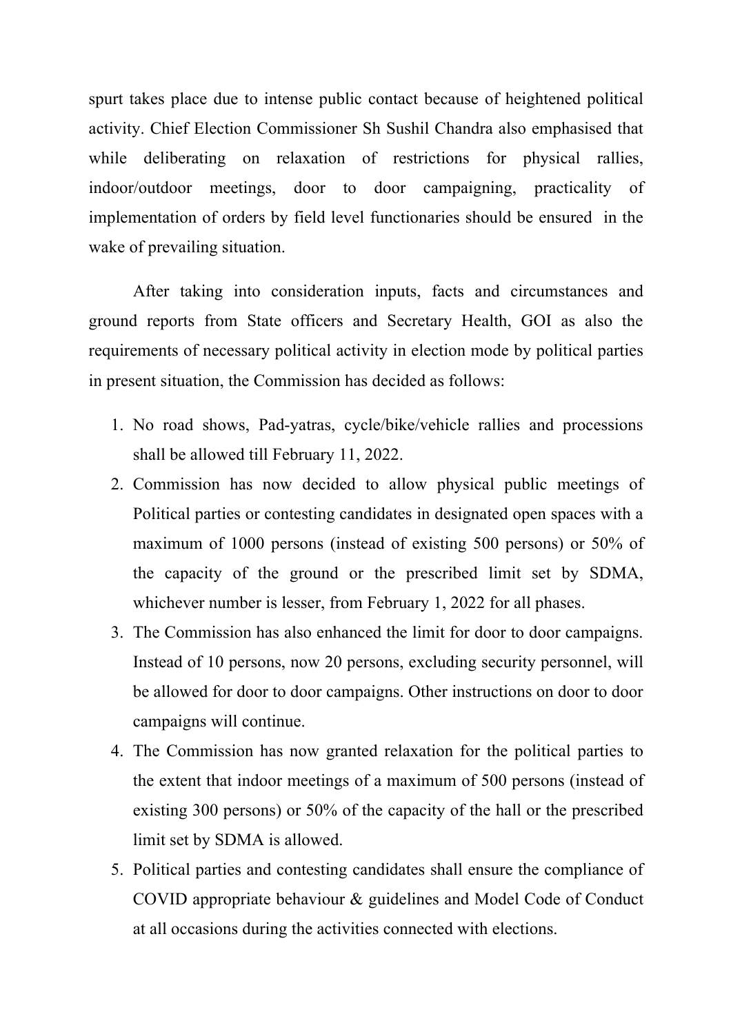spurt takes place due to intense public contact because of heightened political activity. Chief Election Commissioner Sh Sushil Chandra also emphasised that while deliberating on relaxation of restrictions for physical rallies, indoor/outdoor meetings, door to door campaigning, practicality of implementation of orders by field level functionaries should be ensured in the wake of prevailing situation.

After taking into consideration inputs, facts and circumstances and ground reports from State officers and Secretary Health, GOI as also the requirements of necessary political activity in election mode by political parties in present situation, the Commission has decided as follows:

1. No road shows, Pad-yatras, cycle/bike/vehicle rallies and processions shall be allowed till February 11, 2022.
2. Commission has now decided to allow physical public meetings of Political parties or contesting candidates in designated open spaces with a maximum of 1000 persons (instead of existing 500 persons) or 50% of the capacity of the ground or the prescribed limit set by SDMA, whichever number is lesser, from February 1, 2022 for all phases.
3. The Commission has also enhanced the limit for door to door campaigns. Instead of 10 persons, now 20 persons, excluding security personnel, will be allowed for door to door campaigns. Other instructions on door to door campaigns will continue.
4. The Commission has now granted relaxation for the political parties to the extent that indoor meetings of a maximum of 500 persons (instead of existing 300 persons) or 50% of the capacity of the hall or the prescribed limit set by SDMA is allowed.
5. Political parties and contesting candidates shall ensure the compliance of COVID appropriate behaviour & guidelines and Model Code of Conduct at all occasions during the activities connected with elections.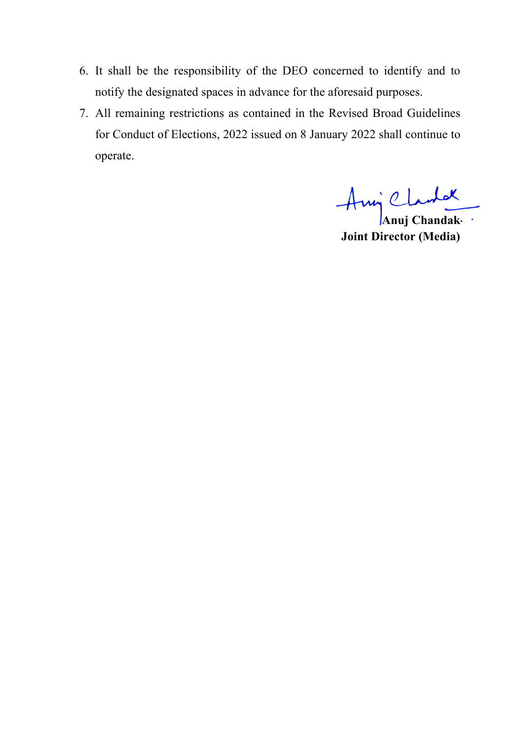6. It shall be the responsibility of the DEO concerned to identify and to notify the designated spaces in advance for the aforesaid purposes.
7. All remaining restrictions as contained in the Revised Broad Guidelines for Conduct of Elections, 2022 issued on 8 January 2022 shall continue to operate.

**Anuj Chandak**
**Joint Director (Media)**